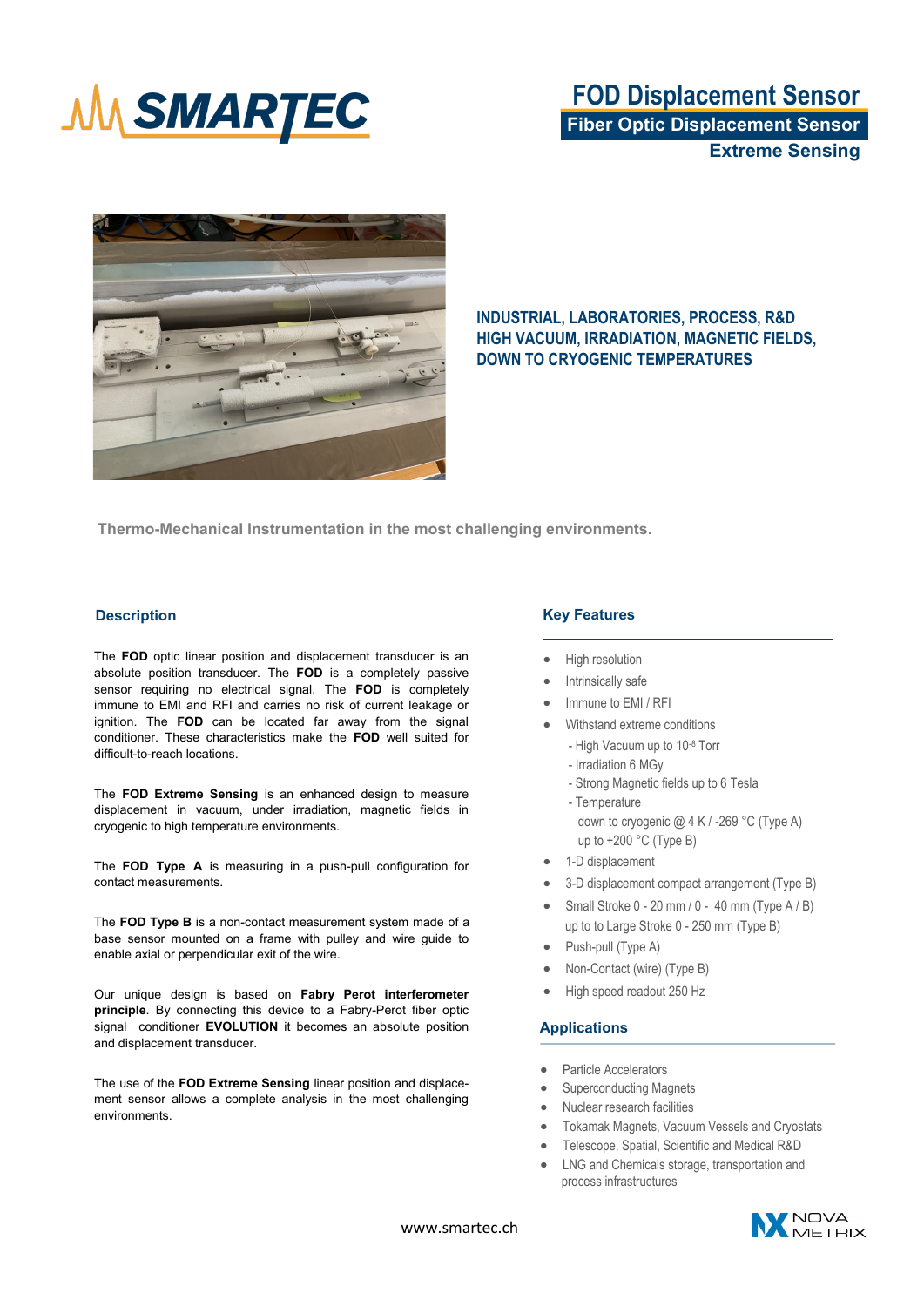# FOD Displacement Sensor

**Fiber Optic Displacement Sensor**

**Extreme Sensing**

**INDUSTRIAL, LABORATORIES, PROCESS, R&D**
**HIGH VACUUM, IRRADIATION, MAGNETIC FIELDS,**
**DOWN TO CRYOGENIC TEMPERATURES**

**Thermo-Mechanical Instrumentation in the most challenging environments.**

## Description

The **FOD** optic linear position and displacement transducer is an absolute position transducer. The **FOD** is a completely passive sensor requiring no electrical signal. The **FOD** is completely immune to EMI and RFI and carries no risk of current leakage or ignition. The **FOD** can be located far away from the signal conditioner. These characteristics make the **FOD** well suited for difficult-to-reach locations.

The **FOD Extreme Sensing** is an enhanced design to measure displacement in vacuum, under irradiation, magnetic fields in cryogenic to high temperature environments.

The **FOD Type A** is measuring in a push-pull configuration for contact measurements.

The **FOD Type B** is a non-contact measurement system made of a base sensor mounted on a frame with pulley and wire guide to enable axial or perpendicular exit of the wire.

Our unique design is based on **Fabry Perot interferometer principle**. By connecting this device to a Fabry-Perot fiber optic signal conditioner **EVOLUTION** it becomes an absolute position and displacement transducer.

The use of the **FOD Extreme Sensing** linear position and displacement sensor allows a complete analysis in the most challenging environments.

## Key Features

- High resolution
- Intrinsically safe
- Immune to EMI / RFI
- Withstand extreme conditions
  - High Vacuum up to $10^{-8}$ Torr
  - Irradiation 6 MGy
  - Strong Magnetic fields up to 6 Tesla
  - Temperature
    down to cryogenic @ 4 K / -269 °C (Type A)
    up to +200 °C (Type B)
- 1-D displacement
- 3-D displacement compact arrangement (Type B)
- Small Stroke 0 - 20 mm / 0 - 40 mm (Type A / B) up to to Large Stroke 0 - 250 mm (Type B)
- Push-pull (Type A)
- Non-Contact (wire) (Type B)
- High speed readout 250 Hz

## Applications

- Particle Accelerators
- Superconducting Magnets
- Nuclear research facilities
- Tokamak Magnets, Vacuum Vessels and Cryostats
- Telescope, Spatial, Scientific and Medical R&D
- LNG and Chemicals storage, transportation and process infrastructures

www.smartec.ch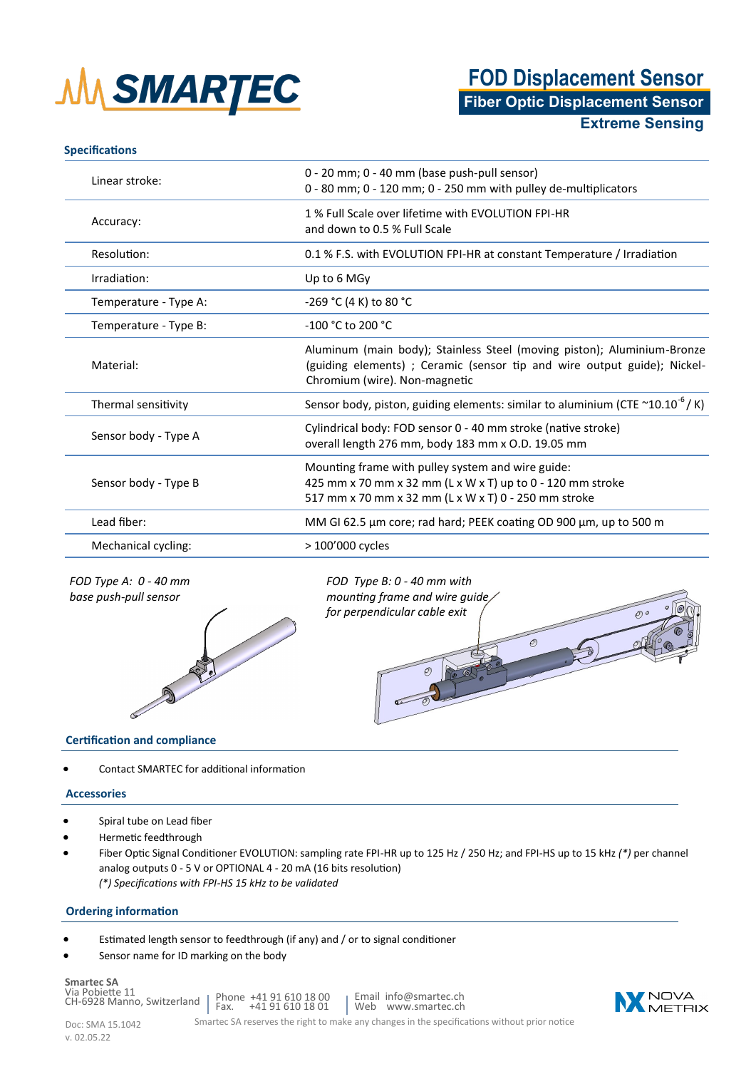# FOD Displacement Sensor

## Fiber Optic Displacement Sensor

### Extreme Sensing

### Specifications

| | |
|---|---|
| Linear stroke: | 0 - 20 mm; 0 - 40 mm (base push-pull sensor)<br>0 - 80 mm; 0 - 120 mm; 0 - 250 mm with pulley de-multiplicators |
| Accuracy: | 1 % Full Scale over lifetime with EVOLUTION FPI-HR<br>and down to 0.5 % Full Scale |
| Resolution: | 0.1 % F.S. with EVOLUTION FPI-HR at constant Temperature / Irradiation |
| Irradiation: | Up to 6 MGy |
| Temperature - Type A: | -269 °C (4 K) to 80 °C |
| Temperature - Type B: | -100 °C to 200 °C |
| Material: | Aluminum (main body); Stainless Steel (moving piston); Aluminium-Bronze (guiding elements) ; Ceramic (sensor tip and wire output guide); Nickel-Chromium (wire). Non-magnetic |
| Thermal sensitivity | Sensor body, piston, guiding elements: similar to aluminium (CTE ~$10.10^{-6}$ / K) |
| Sensor body - Type A | Cylindrical body: FOD sensor 0 - 40 mm stroke (native stroke)<br>overall length 276 mm, body 183 mm x O.D. 19.05 mm |
| Sensor body - Type B | Mounting frame with pulley system and wire guide:<br>425 mm x 70 mm x 32 mm (L x W x T) up to 0 - 120 mm stroke<br>517 mm x 70 mm x 32 mm (L x W x T) 0 - 250 mm stroke |
| Lead fiber: | MM GI 62.5 µm core; rad hard; PEEK coating OD 900 µm, up to 500 m |
| Mechanical cycling: | > 100’000 cycles |

*FOD Type A: 0 - 40 mm base push-pull sensor*

*FOD Type B: 0 - 40 mm with mounting frame and wire guide for perpendicular cable exit*

### Certification and compliance

- Contact SMARTEC for additional information

### Accessories

- Spiral tube on Lead fiber
- Hermetic feedthrough
- Fiber Optic Signal Conditioner EVOLUTION: sampling rate FPI-HR up to 125 Hz / 250 Hz; and FPI-HS up to 15 kHz *(\*)* per channel analog outputs 0 - 5 V or OPTIONAL 4 - 20 mA (16 bits resolution)
  *(\*) Specifications with FPI-HS 15 kHz to be validated*

### Ordering information

- Estimated length sensor to feedthrough (if any) and / or to signal conditioner
- Sensor name for ID marking on the body

**Smartec SA**
Via Pobiette 11
CH-6928 Manno, Switzerland

Phone +41 91 610 18 00
Fax. +41 91 610 18 01

Email info@smartec.ch
Web www.smartec.ch

Doc: SMA 15.1042
v. 02.05.22

Smartec SA reserves the right to make any changes in the specifications without prior notice